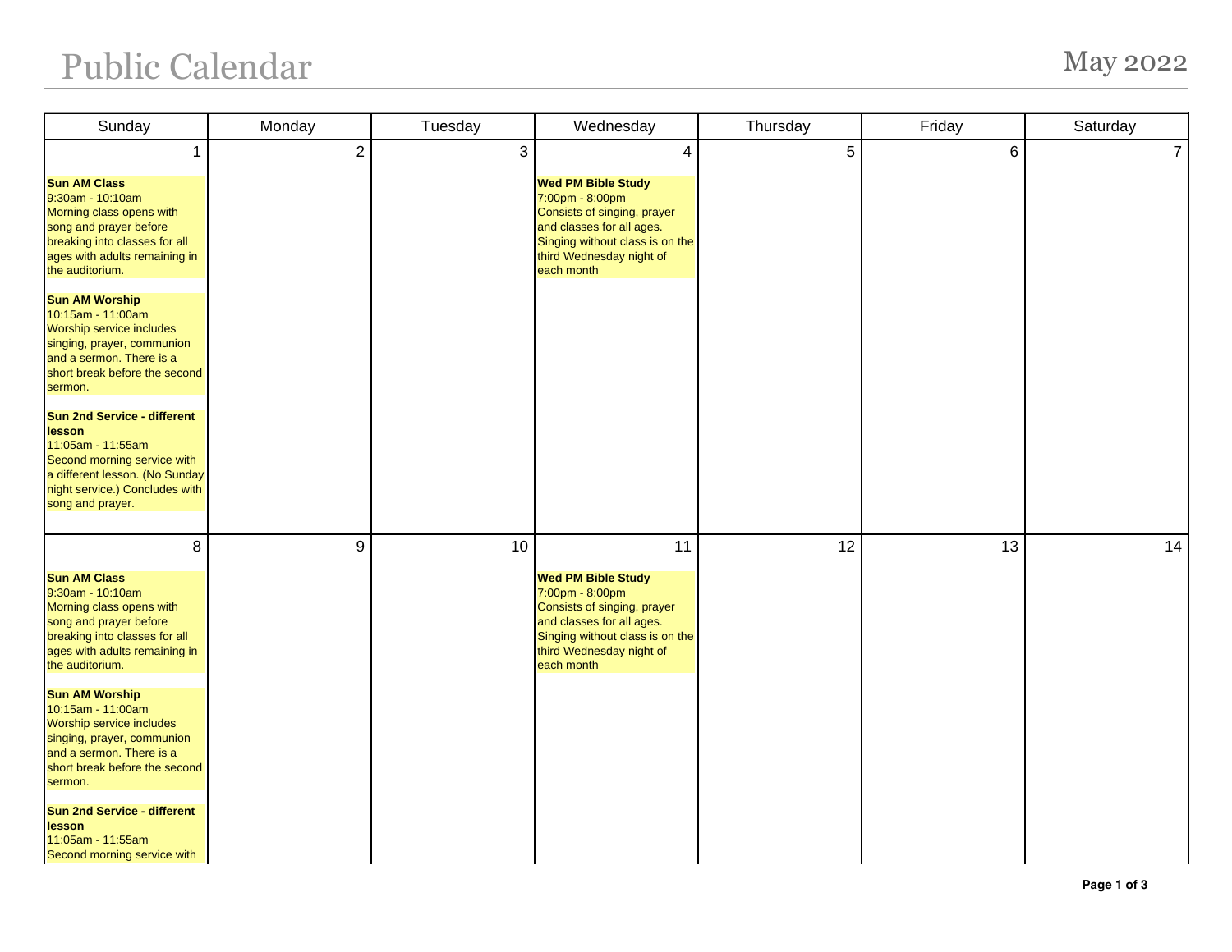# Public Calendar

May 2022

| Sunday | Monday | Tuesday | Wednesday | Thursday | Friday | Saturday |
|---|---|---|---|---|---|---|
| 1<br><br>**Sun AM Class**<br>9:30am - 10:10am<br>Morning class opens with song and prayer before breaking into classes for all ages with adults remaining in the auditorium.<br><br>**Sun AM Worship**<br>10:15am - 11:00am<br>Worship service includes singing, prayer, communion and a sermon. There is a short break before the second sermon.<br><br>**Sun 2nd Service - different lesson**<br>11:05am - 11:55am<br>Second morning service with a different lesson. (No Sunday night service.) Concludes with song and prayer. | 2 | 3 | 4<br><br>**Wed PM Bible Study**<br>7:00pm - 8:00pm<br>Consists of singing, prayer and classes for all ages. Singing without class is on the third Wednesday night of each month | 5 | 6 | 7 |
| 8<br><br>**Sun AM Class**<br>9:30am - 10:10am<br>Morning class opens with song and prayer before breaking into classes for all ages with adults remaining in the auditorium.<br><br>**Sun AM Worship**<br>10:15am - 11:00am<br>Worship service includes singing, prayer, communion and a sermon. There is a short break before the second sermon.<br><br>**Sun 2nd Service - different lesson**<br>11:05am - 11:55am<br>Second morning service with | 9 | 10 | 11<br><br>**Wed PM Bible Study**<br>7:00pm - 8:00pm<br>Consists of singing, prayer and classes for all ages. Singing without class is on the third Wednesday night of each month | 12 | 13 | 14 |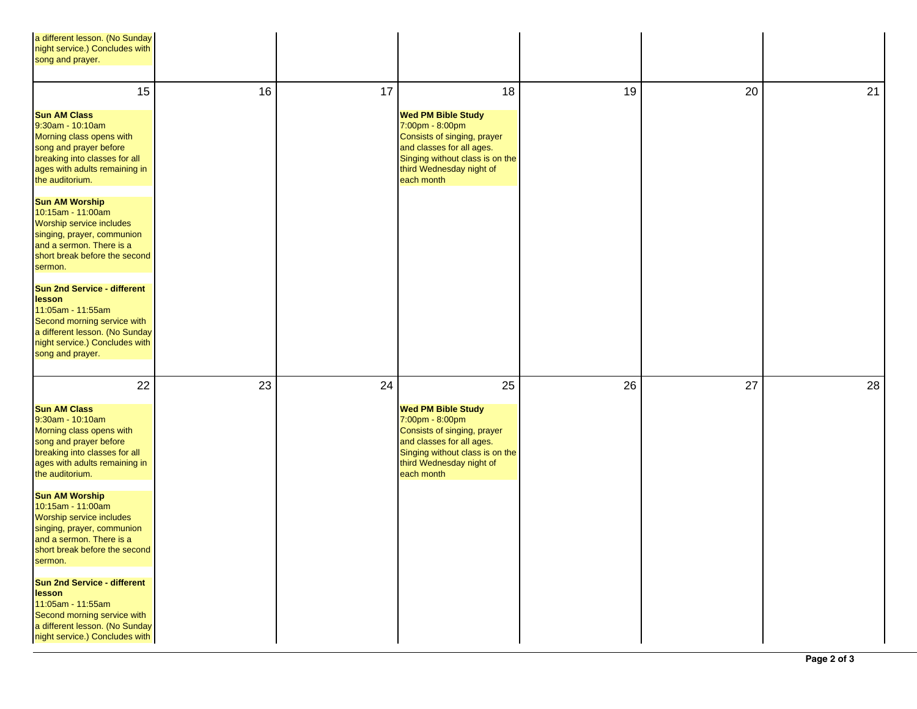| | | | | | | |
|---|---|---|---|---|---|---|
| a different lesson. (No Sunday night service.) Concludes with song and prayer. | | | | | | |
| 15<br><br>**Sun AM Class**<br>9:30am - 10:10am<br>Morning class opens with song and prayer before breaking into classes for all ages with adults remaining in the auditorium.<br><br>**Sun AM Worship**<br>10:15am - 11:00am<br>Worship service includes singing, prayer, communion and a sermon. There is a short break before the second sermon.<br><br>**Sun 2nd Service - different lesson**<br>11:05am - 11:55am<br>Second morning service with a different lesson. (No Sunday night service.) Concludes with song and prayer. | 16 | 17 | 18<br><br>**Wed PM Bible Study**<br>7:00pm - 8:00pm<br>Consists of singing, prayer and classes for all ages. Singing without class is on the third Wednesday night of each month | 19 | 20 | 21 |
| 22<br><br>**Sun AM Class**<br>9:30am - 10:10am<br>Morning class opens with song and prayer before breaking into classes for all ages with adults remaining in the auditorium.<br><br>**Sun AM Worship**<br>10:15am - 11:00am<br>Worship service includes singing, prayer, communion and a sermon. There is a short break before the second sermon.<br><br>**Sun 2nd Service - different lesson**<br>11:05am - 11:55am<br>Second morning service with a different lesson. (No Sunday night service.) Concludes with | 23 | 24 | 25<br><br>**Wed PM Bible Study**<br>7:00pm - 8:00pm<br>Consists of singing, prayer and classes for all ages. Singing without class is on the third Wednesday night of each month | 26 | 27 | 28 |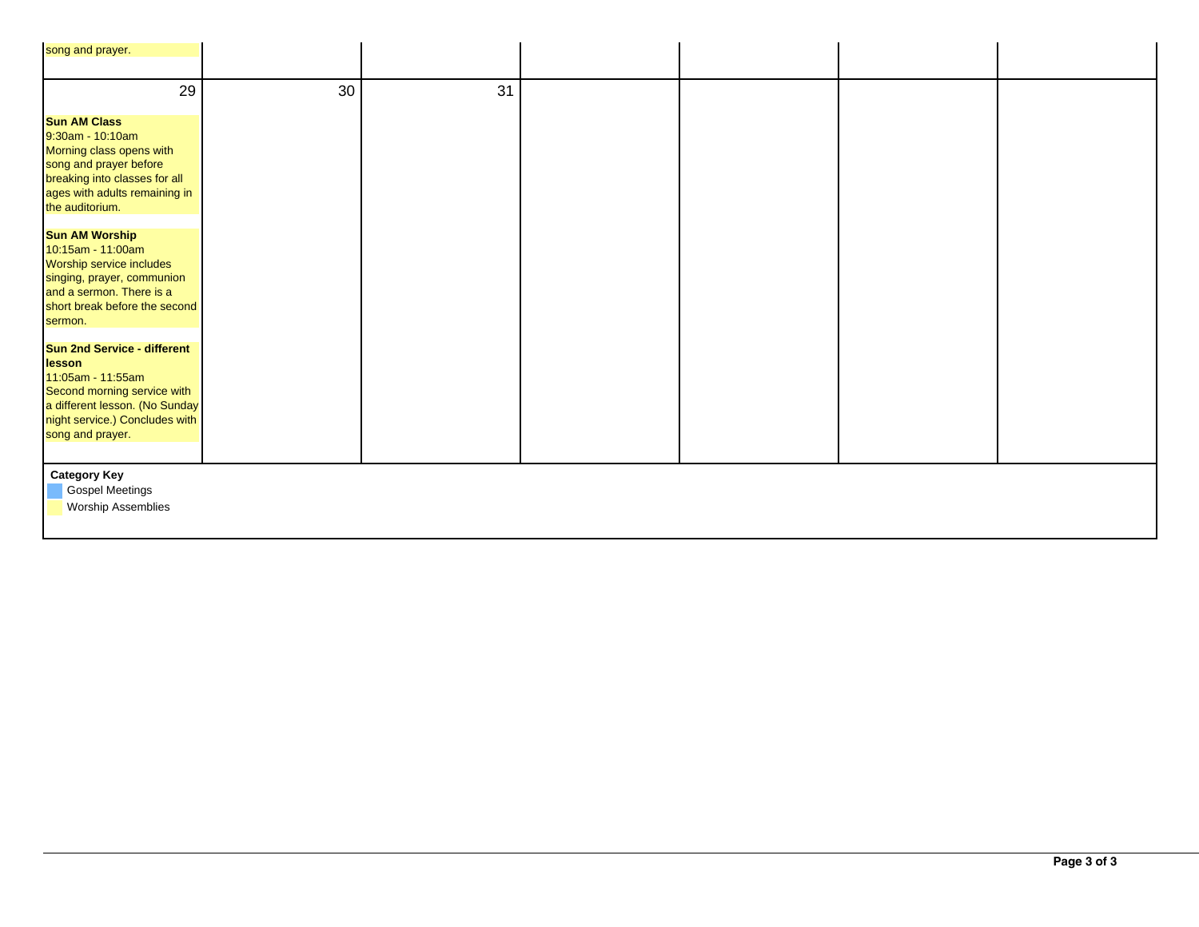| | | | | | | |
|---|---|---|---|---|---|---|
| song and prayer. | | | | | | |
| 29<br><br>**Sun AM Class**<br>9:30am - 10:10am<br>Morning class opens with song and prayer before breaking into classes for all ages with adults remaining in the auditorium.<br><br>**Sun AM Worship**<br>10:15am - 11:00am<br>Worship service includes singing, prayer, communion and a sermon. There is a short break before the second sermon.<br><br>**Sun 2nd Service - different lesson**<br>11:05am - 11:55am<br>Second morning service with a different lesson. (No Sunday night service.) Concludes with song and prayer. | 30 | 31 | | | | |

**Category Key**

- Gospel Meetings
- Worship Assemblies